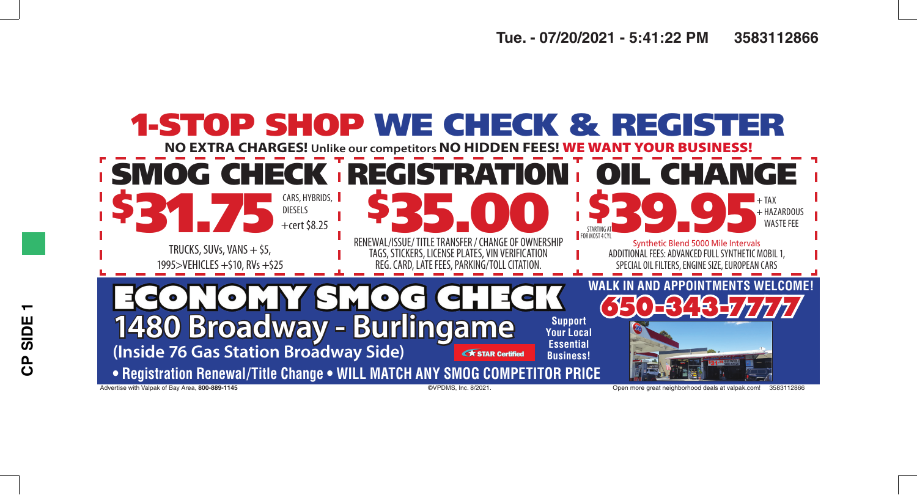# 1-STOP SHOP WE CHECK & REGISTER

**NO EXTRA CHARGES!** Unlike our competitors **NO HIDDEN FEES! WE WANT YOUR BUSINESS!**

## SMOG CHECK

**$31.75** CARS, HYBRIDS, DIESELS +cert $8.25

TRUCKS, SUVs, VANS + $5, 1995>VEHICLES +$10, RVs +$25

## REGISTRATION

**$35.00**

RENEWAL/ISSUE/ TITLE TRANSFER / CHANGE OF OWNERSHIP TAGS, STICKERS, LICENSE PLATES, VIN VERIFICATION REG. CARD, LATE FEES, PARKING/TOLL CITATION.

## OIL CHANGE

STARTING AT FOR MOST 4 CYL **$39.95** + TAX + HAZARDOUS WASTE FEE

Synthetic Blend 5000 Mile Intervals

ADDITIONAL FEES: ADVANCED FULL SYNTHETIC MOBIL 1, SPECIAL OIL FILTERS, ENGINE SIZE, EUROPEAN CARS

# ECONOMY SMOG CHECK

**1480 Broadway - Burlingame**

**(Inside 76 Gas Station Broadway Side)**

STAR Certified

**Support Your Local Essential Business!**

**WALK IN AND APPOINTMENTS WELCOME!**

**650-343-7777**

**• Registration Renewal/Title Change • WILL MATCH ANY SMOG COMPETITOR PRICE**

Advertise with Valpak of Bay Area, **800-889-1145** ©VPDMS, Inc. 8/2021. Open more great neighborhood deals at valpak.com! 3583112866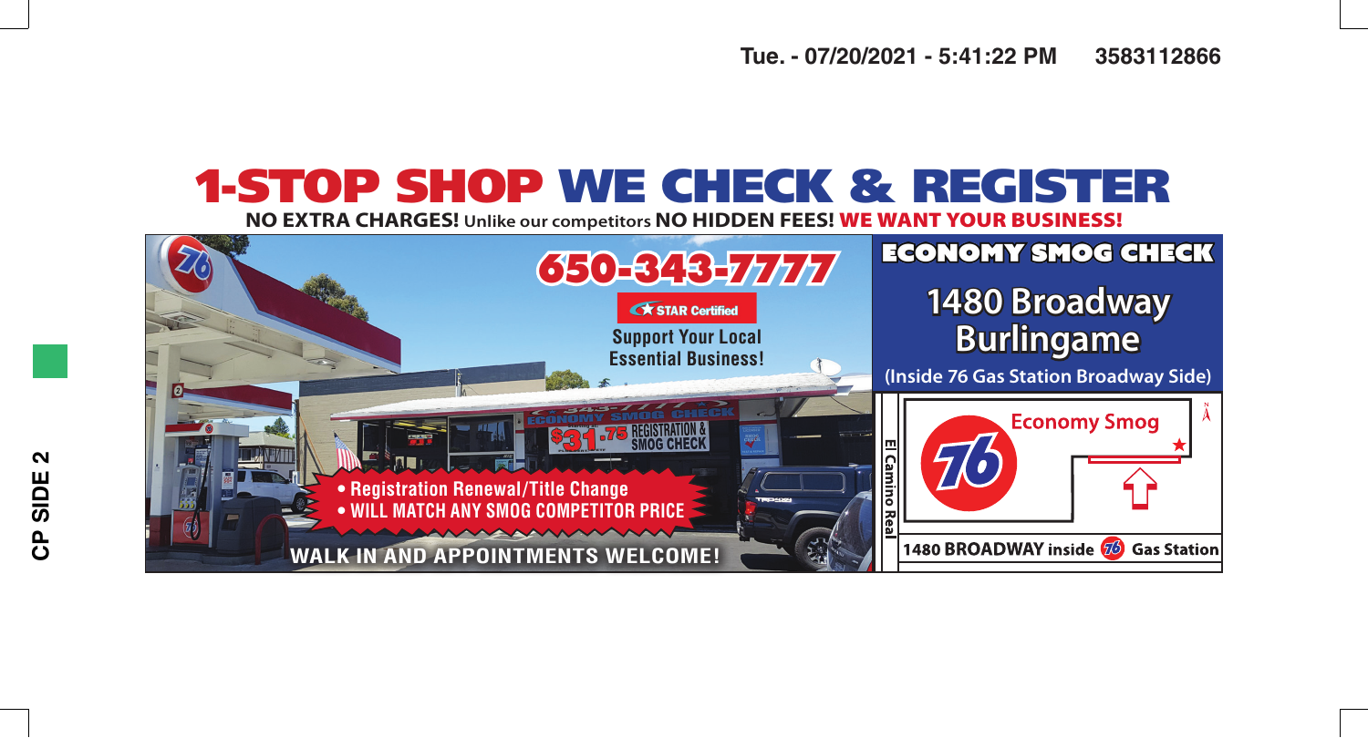Tue. - 07/20/2021 - 5:41:22 PM 3583112866

# 1-STOP SHOP WE CHECK & REGISTER

**NO EXTRA CHARGES!** Unlike our competitors **NO HIDDEN FEES! WE WANT YOUR BUSINESS!**

## 650-343-7777

STAR Certified

**Support Your Local Essential Business!**

$31.75 REGISTRATION & SMOG CHECK

- **Registration Renewal/Title Change**
- **WILL MATCH ANY SMOG COMPETITOR PRICE**

**WALK IN AND APPOINTMENTS WELCOME!**

## ECONOMY SMOG CHECK

## 1480 Broadway Burlingame

**(Inside 76 Gas Station Broadway Side)**

El Camino Real

Economy Smog

76

**1480 BROADWAY inside 76 Gas Station**

CP SIDE 2